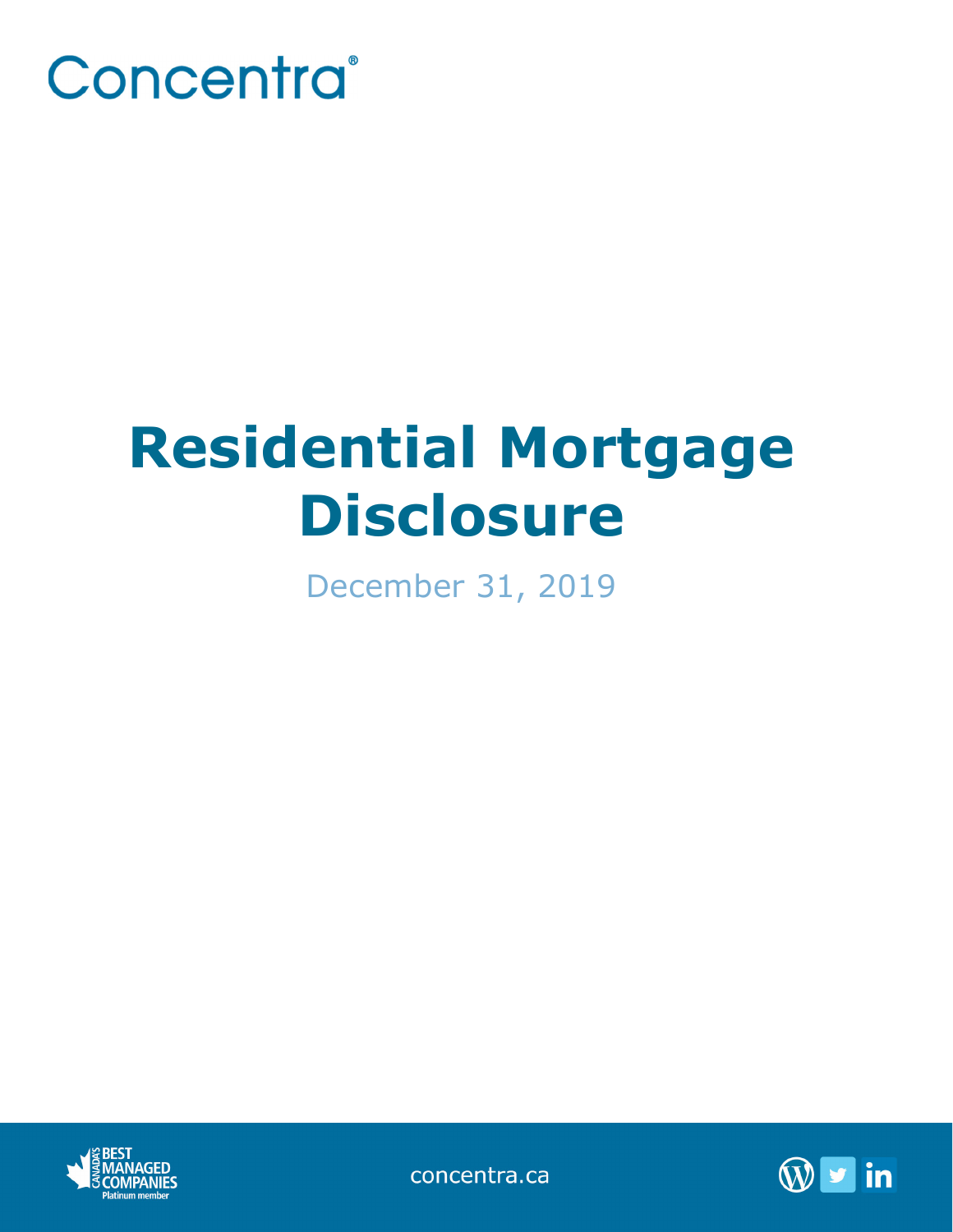Concentra®

# Residential Mortgage Disclosure

December 31, 2019

CANADA'S BEST MANAGED COMPANIES Platinum member

concentra.ca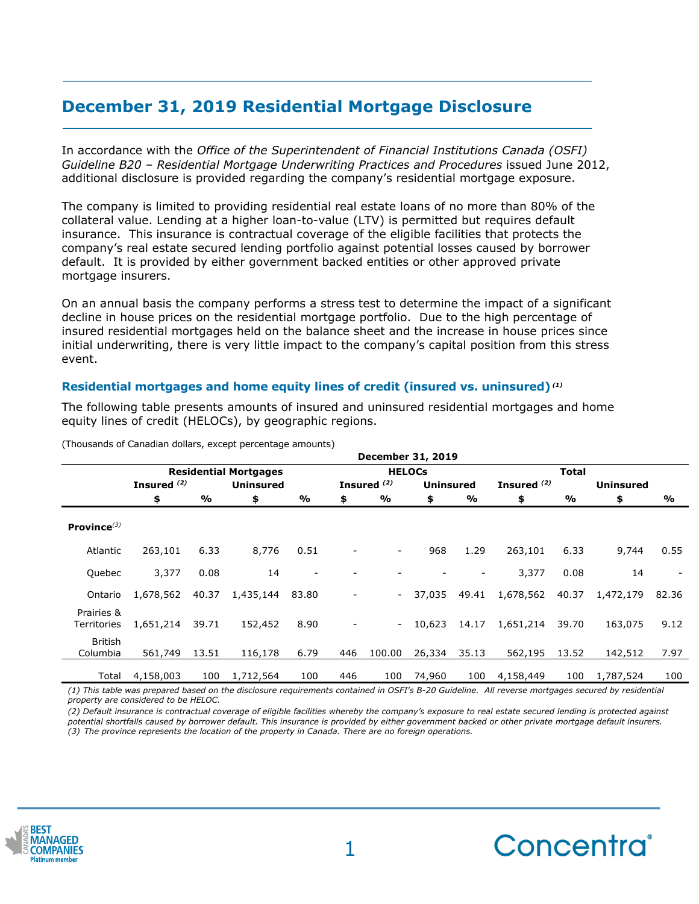## December 31, 2019 Residential Mortgage Disclosure

In accordance with the *Office of the Superintendent of Financial Institutions Canada (OSFI) Guideline B20 – Residential Mortgage Underwriting Practices and Procedures* issued June 2012, additional disclosure is provided regarding the company's residential mortgage exposure.

The company is limited to providing residential real estate loans of no more than 80% of the collateral value. Lending at a higher loan-to-value (LTV) is permitted but requires default insurance. This insurance is contractual coverage of the eligible facilities that protects the company's real estate secured lending portfolio against potential losses caused by borrower default. It is provided by either government backed entities or other approved private mortgage insurers.

On an annual basis the company performs a stress test to determine the impact of a significant decline in house prices on the residential mortgage portfolio. Due to the high percentage of insured residential mortgages held on the balance sheet and the increase in house prices since initial underwriting, there is very little impact to the company's capital position from this stress event.

### Residential mortgages and home equity lines of credit (insured vs. uninsured) [1]

The following table presents amounts of insured and uninsured residential mortgages and home equity lines of credit (HELOCs), by geographic regions.

(Thousands of Canadian dollars, except percentage amounts)

| | December 31, 2019 | | | | | | | | | | | |
|---|---|---|---|---|---|---|---|---|---|---|---|---|
| | Residential Mortgages | | | | HELOCs | | | | Total | | | |
| | Insured [2] | | Uninsured | | Insured [2] | | Uninsured | | Insured [2] | | Uninsured | |
| | $ | % | $ | % | $ | % | $ | % | $ | % | $ | % |
| **Province**[3] | | | | | | | | | | | | |
| Atlantic | 263,101 | 6.33 | 8,776 | 0.51 | - | - | 968 | 1.29 | 263,101 | 6.33 | 9,744 | 0.55 |
| Quebec | 3,377 | 0.08 | 14 | - | - | - | - | - | 3,377 | 0.08 | 14 | - |
| Ontario | 1,678,562 | 40.37 | 1,435,144 | 83.80 | - | - | 37,035 | 49.41 | 1,678,562 | 40.37 | 1,472,179 | 82.36 |
| Prairies & Territories | 1,651,214 | 39.71 | 152,452 | 8.90 | - | - | 10,623 | 14.17 | 1,651,214 | 39.70 | 163,075 | 9.12 |
| British Columbia | 561,749 | 13.51 | 116,178 | 6.79 | 446 | 100.00 | 26,334 | 35.13 | 562,195 | 13.52 | 142,512 | 7.97 |
| Total | 4,158,003 | 100 | 1,712,564 | 100 | 446 | 100 | 74,960 | 100 | 4,158,449 | 100 | 1,787,524 | 100 |

*(1) This table was prepared based on the disclosure requirements contained in OSFI's B-20 Guideline. All reverse mortgages secured by residential property are considered to be HELOC.*
*(2) Default insurance is contractual coverage of eligible facilities whereby the company's exposure to real estate secured lending is protected against potential shortfalls caused by borrower default. This insurance is provided by either government backed or other private mortgage default insurers.*
*(3) The province represents the location of the property in Canada. There are no foreign operations.*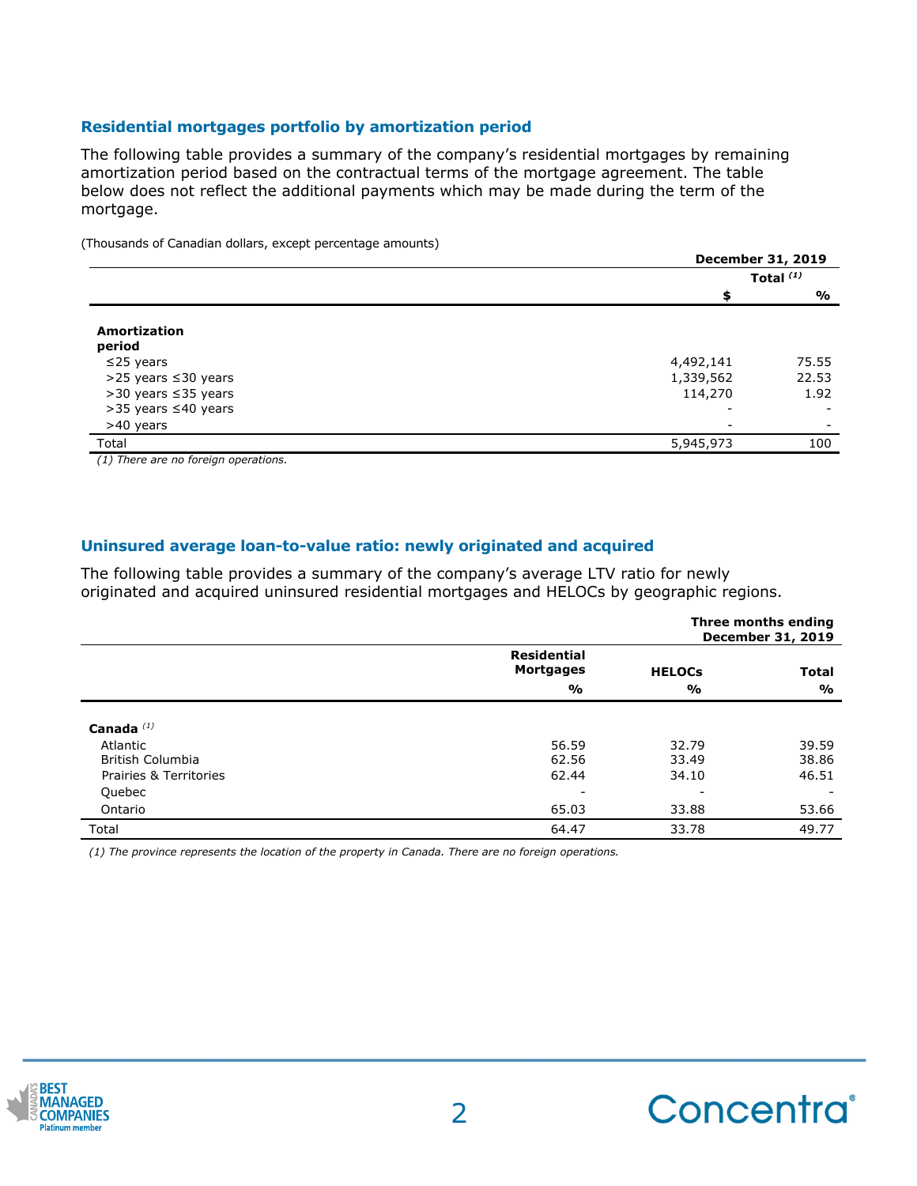## Residential mortgages portfolio by amortization period

The following table provides a summary of the company's residential mortgages by remaining amortization period based on the contractual terms of the mortgage agreement. The table below does not reflect the additional payments which may be made during the term of the mortgage.

(Thousands of Canadian dollars, except percentage amounts)

| | December 31, 2019 | |
|---|---|---|
| | Total [(1)] | |
| | $ | % |
| **Amortization period** | | |
| ≤25 years | 4,492,141 | 75.55 |
| >25 years ≤30 years | 1,339,562 | 22.53 |
| >30 years ≤35 years | 114,270 | 1.92 |
| >35 years ≤40 years | - | - |
| >40 years | - | - |
| Total | 5,945,973 | 100 |

*(1) There are no foreign operations.*

## Uninsured average loan-to-value ratio: newly originated and acquired

The following table provides a summary of the company's average LTV ratio for newly originated and acquired uninsured residential mortgages and HELOCs by geographic regions.

| | Three months ending December 31, 2019 | | |
|---|---|---|---|
| | Residential Mortgages | HELOCs | Total |
| | % | % | % |
| **Canada** [(1)] | | | |
| Atlantic | 56.59 | 32.79 | 39.59 |
| British Columbia | 62.56 | 33.49 | 38.86 |
| Prairies & Territories | 62.44 | 34.10 | 46.51 |
| Quebec | - | - | - |
| Ontario | 65.03 | 33.88 | 53.66 |
| Total | 64.47 | 33.78 | 49.77 |

*(1) The province represents the location of the property in Canada. There are no foreign operations.*